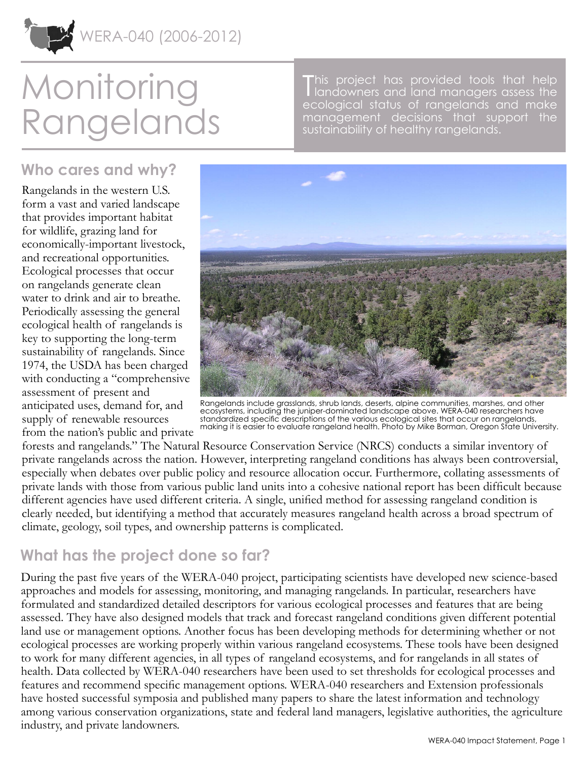WERA-040 (2006-2012)

# Monitoring Rangelands

This project has provided tools that help landowners and land managers assess the ecological status of rangelands and make management decisions that support the sustainability of healthy rangelands.

## Who cares and why?

Rangelands in the western U.S. form a vast and varied landscape that provides important habitat for wildlife, grazing land for economically-important livestock, and recreational opportunities. Ecological processes that occur on rangelands generate clean water to drink and air to breathe. Periodically assessing the general ecological health of rangelands is key to supporting the long-term sustainability of rangelands. Since 1974, the USDA has been charged with conducting a "comprehensive assessment of present and anticipated uses, demand for, and supply of renewable resources from the nation's public and private forests and rangelands." The Natural Resource Conservation Service (NRCS) conducts a similar inventory of private rangelands across the nation. However, interpreting rangeland conditions has always been controversial, especially when debates over public policy and resource allocation occur. Furthermore, collating assessments of private lands with those from various public land units into a cohesive national report has been difficult because different agencies have used different criteria. A single, unified method for assessing rangeland condition is clearly needed, but identifying a method that accurately measures rangeland health across a broad spectrum of climate, geology, soil types, and ownership patterns is complicated.

Rangelands include grasslands, shrub lands, deserts, alpine communities, marshes, and other ecosystems, including the juniper-dominated landscape above. WERA-040 researchers have standardized specific descriptions of the various ecological sites that occur on rangelands, making it is easier to evaluate rangeland health. Photo by Mike Borman, Oregon State University.

## What has the project done so far?

During the past five years of the WERA-040 project, participating scientists have developed new science-based approaches and models for assessing, monitoring, and managing rangelands. In particular, researchers have formulated and standardized detailed descriptors for various ecological processes and features that are being assessed. They have also designed models that track and forecast rangeland conditions given different potential land use or management options. Another focus has been developing methods for determining whether or not ecological processes are working properly within various rangeland ecosystems. These tools have been designed to work for many different agencies, in all types of rangeland ecosystems, and for rangelands in all states of health. Data collected by WERA-040 researchers have been used to set thresholds for ecological processes and features and recommend specific management options. WERA-040 researchers and Extension professionals have hosted successful symposia and published many papers to share the latest information and technology among various conservation organizations, state and federal land managers, legislative authorities, the agriculture industry, and private landowners.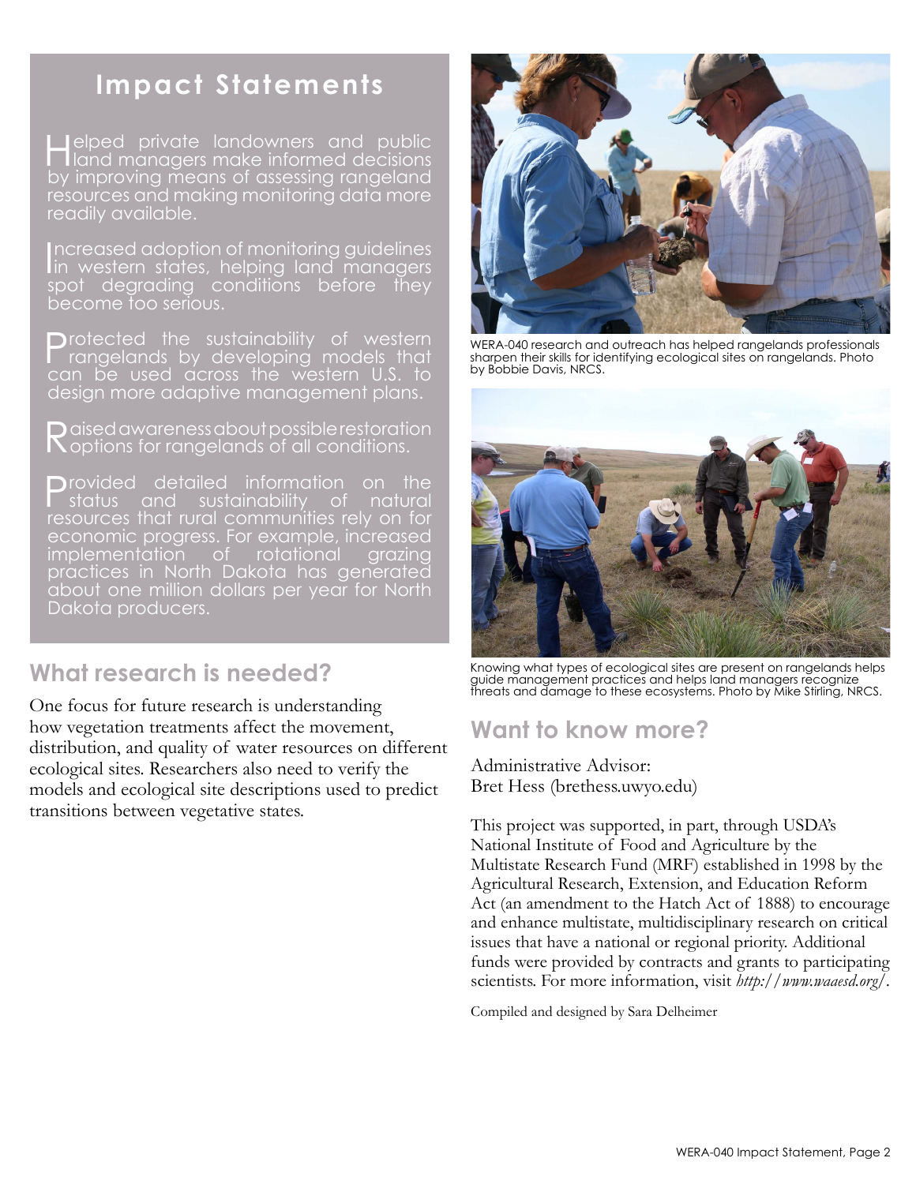## Impact Statements

Helped private landowners and public land managers make informed decisions by improving means of assessing rangeland resources and making monitoring data more readily available.

Increased adoption of monitoring guidelines in western states, helping land managers spot degrading conditions before they become too serious.

Protected the sustainability of western rangelands by developing models that can be used across the western U.S. to design more adaptive management plans.

Raised awareness about possible restoration options for rangelands of all conditions.

Provided detailed information on the status and sustainability of natural resources that rural communities rely on for economic progress. For example, increased implementation of rotational grazing practices in North Dakota has generated about one million dollars per year for North Dakota producers.

## What research is needed?

One focus for future research is understanding how vegetation treatments affect the movement, distribution, and quality of water resources on different ecological sites. Researchers also need to verify the models and ecological site descriptions used to predict transitions between vegetative states.

WERA-040 research and outreach has helped rangelands professionals sharpen their skills for identifying ecological sites on rangelands. Photo by Bobbie Davis, NRCS.

Knowing what types of ecological sites are present on rangelands helps guide management practices and helps land managers recognize threats and damage to these ecosystems. Photo by Mike Stirling, NRCS.

## Want to know more?

Administrative Advisor:
Bret Hess (brethess.uwyo.edu)

This project was supported, in part, through USDA's National Institute of Food and Agriculture by the Multistate Research Fund (MRF) established in 1998 by the Agricultural Research, Extension, and Education Reform Act (an amendment to the Hatch Act of 1888) to encourage and enhance multistate, multidisciplinary research on critical issues that have a national or regional priority. Additional funds were provided by contracts and grants to participating scientists. For more information, visit *http://www.waaesd.org/*.

Compiled and designed by Sara Delheimer